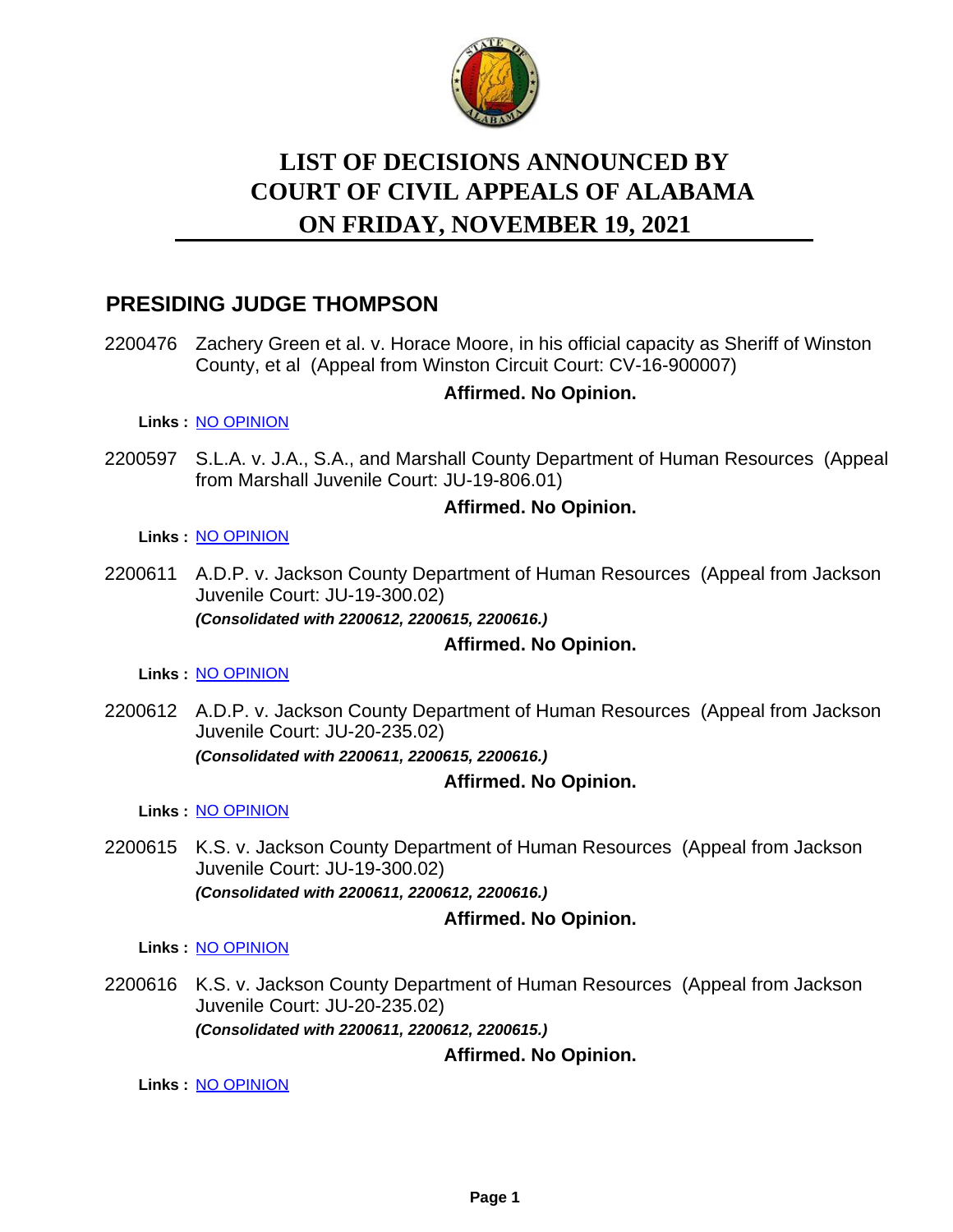# LIST OF DECISIONS ANNOUNCED BY COURT OF CIVIL APPEALS OF ALABAMA ON FRIDAY, NOVEMBER 19, 2021

## PRESIDING JUDGE THOMPSON

2200476 Zachery Green et al. v. Horace Moore, in his official capacity as Sheriff of Winston County, et al (Appeal from Winston Circuit Court: CV-16-900007)

**Affirmed. No Opinion.**

**Links :** NO OPINION

2200597 S.L.A. v. J.A., S.A., and Marshall County Department of Human Resources (Appeal from Marshall Juvenile Court: JU-19-806.01)

**Affirmed. No Opinion.**

**Links :** NO OPINION

2200611 A.D.P. v. Jackson County Department of Human Resources (Appeal from Jackson Juvenile Court: JU-19-300.02)
***(Consolidated with 2200612, 2200615, 2200616.)***

**Affirmed. No Opinion.**

**Links :** NO OPINION

2200612 A.D.P. v. Jackson County Department of Human Resources (Appeal from Jackson Juvenile Court: JU-20-235.02)
***(Consolidated with 2200611, 2200615, 2200616.)***

**Affirmed. No Opinion.**

**Links :** NO OPINION

2200615 K.S. v. Jackson County Department of Human Resources (Appeal from Jackson Juvenile Court: JU-19-300.02)
***(Consolidated with 2200611, 2200612, 2200616.)***

**Affirmed. No Opinion.**

**Links :** NO OPINION

2200616 K.S. v. Jackson County Department of Human Resources (Appeal from Jackson Juvenile Court: JU-20-235.02)
***(Consolidated with 2200611, 2200612, 2200615.)***

**Affirmed. No Opinion.**

**Links :** NO OPINION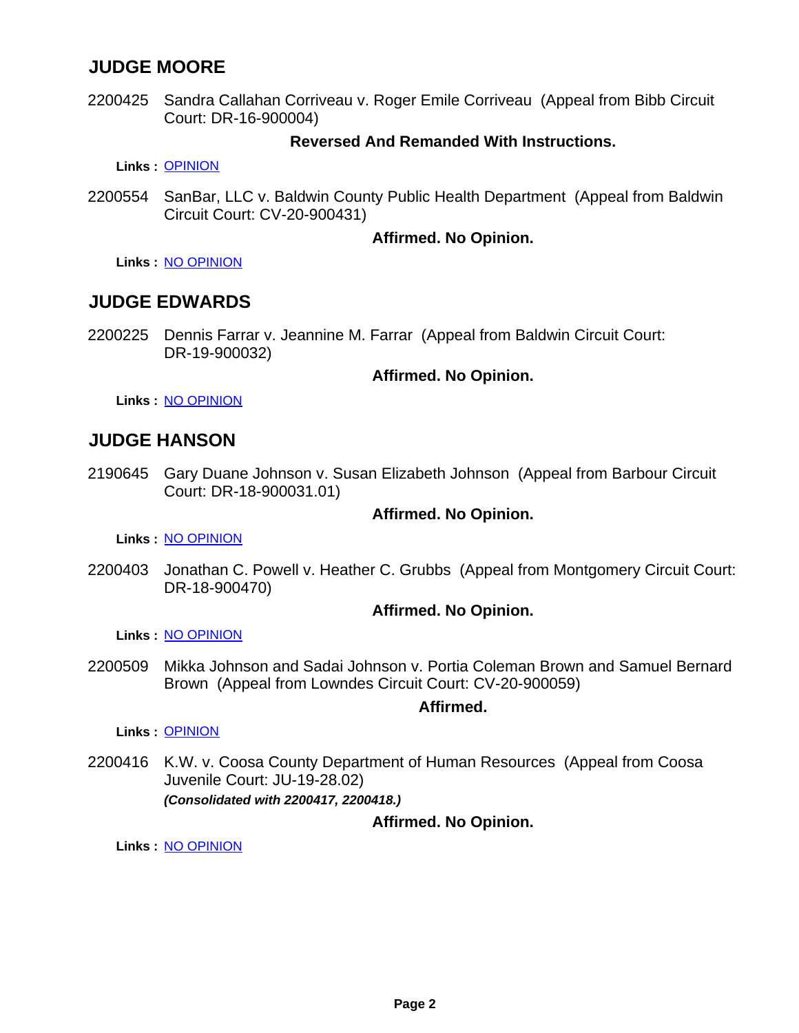## JUDGE MOORE

2200425 Sandra Callahan Corriveau v. Roger Emile Corriveau (Appeal from Bibb Circuit Court: DR-16-900004)

**Reversed And Remanded With Instructions.**

**Links :** OPINION

2200554 SanBar, LLC v. Baldwin County Public Health Department (Appeal from Baldwin Circuit Court: CV-20-900431)

**Affirmed. No Opinion.**

**Links :** NO OPINION

## JUDGE EDWARDS

2200225 Dennis Farrar v. Jeannine M. Farrar (Appeal from Baldwin Circuit Court: DR-19-900032)

**Affirmed. No Opinion.**

**Links :** NO OPINION

## JUDGE HANSON

2190645 Gary Duane Johnson v. Susan Elizabeth Johnson (Appeal from Barbour Circuit Court: DR-18-900031.01)

**Affirmed. No Opinion.**

**Links :** NO OPINION

2200403 Jonathan C. Powell v. Heather C. Grubbs (Appeal from Montgomery Circuit Court: DR-18-900470)

**Affirmed. No Opinion.**

**Links :** NO OPINION

2200509 Mikka Johnson and Sadai Johnson v. Portia Coleman Brown and Samuel Bernard Brown (Appeal from Lowndes Circuit Court: CV-20-900059)

**Affirmed.**

**Links :** OPINION

2200416 K.W. v. Coosa County Department of Human Resources (Appeal from Coosa Juvenile Court: JU-19-28.02)
***(Consolidated with 2200417, 2200418.)***

**Affirmed. No Opinion.**

**Links :** NO OPINION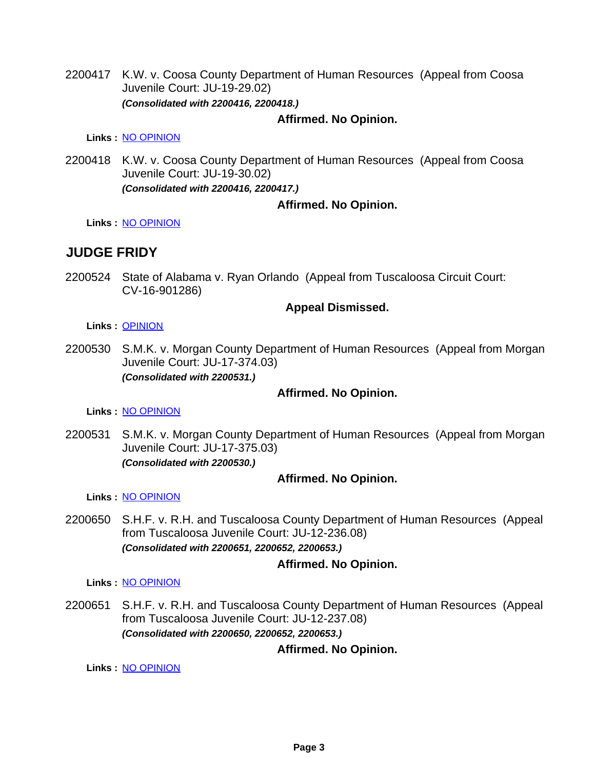2200417 K.W. v. Coosa County Department of Human Resources (Appeal from Coosa Juvenile Court: JU-19-29.02)
***(Consolidated with 2200416, 2200418.)***

**Affirmed. No Opinion.**

**Links :** NO OPINION

2200418 K.W. v. Coosa County Department of Human Resources (Appeal from Coosa Juvenile Court: JU-19-30.02)
***(Consolidated with 2200416, 2200417.)***

**Affirmed. No Opinion.**

**Links :** NO OPINION

## JUDGE FRIDY

2200524 State of Alabama v. Ryan Orlando (Appeal from Tuscaloosa Circuit Court: CV-16-901286)

**Appeal Dismissed.**

**Links :** OPINION

2200530 S.M.K. v. Morgan County Department of Human Resources (Appeal from Morgan Juvenile Court: JU-17-374.03)
***(Consolidated with 2200531.)***

**Affirmed. No Opinion.**

**Links :** NO OPINION

2200531 S.M.K. v. Morgan County Department of Human Resources (Appeal from Morgan Juvenile Court: JU-17-375.03)
***(Consolidated with 2200530.)***

**Affirmed. No Opinion.**

**Links :** NO OPINION

2200650 S.H.F. v. R.H. and Tuscaloosa County Department of Human Resources (Appeal from Tuscaloosa Juvenile Court: JU-12-236.08)
***(Consolidated with 2200651, 2200652, 2200653.)***

**Affirmed. No Opinion.**

**Links :** NO OPINION

2200651 S.H.F. v. R.H. and Tuscaloosa County Department of Human Resources (Appeal from Tuscaloosa Juvenile Court: JU-12-237.08)
***(Consolidated with 2200650, 2200652, 2200653.)***

**Affirmed. No Opinion.**

**Links :** NO OPINION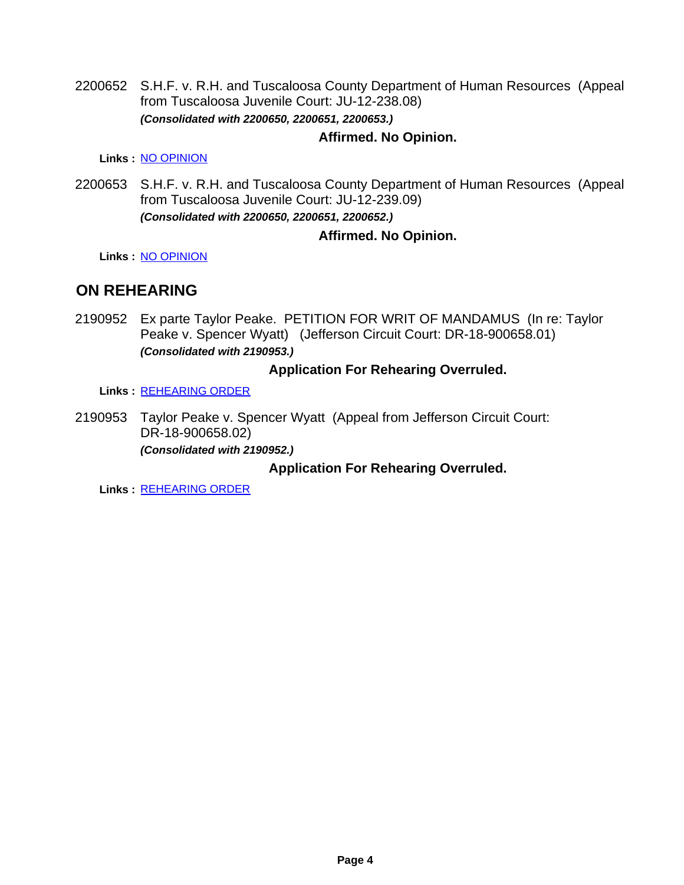2200652 S.H.F. v. R.H. and Tuscaloosa County Department of Human Resources (Appeal from Tuscaloosa Juvenile Court: JU-12-238.08)
***(Consolidated with 2200650, 2200651, 2200653.)***

**Affirmed. No Opinion.**

**Links :** NO OPINION

2200653 S.H.F. v. R.H. and Tuscaloosa County Department of Human Resources (Appeal from Tuscaloosa Juvenile Court: JU-12-239.09)
***(Consolidated with 2200650, 2200651, 2200652.)***

**Affirmed. No Opinion.**

**Links :** NO OPINION

## ON REHEARING

2190952 Ex parte Taylor Peake. PETITION FOR WRIT OF MANDAMUS (In re: Taylor Peake v. Spencer Wyatt) (Jefferson Circuit Court: DR-18-900658.01)
***(Consolidated with 2190953.)***

**Application For Rehearing Overruled.**

**Links :** REHEARING ORDER

2190953 Taylor Peake v. Spencer Wyatt (Appeal from Jefferson Circuit Court: DR-18-900658.02)
***(Consolidated with 2190952.)***

**Application For Rehearing Overruled.**

**Links :** REHEARING ORDER